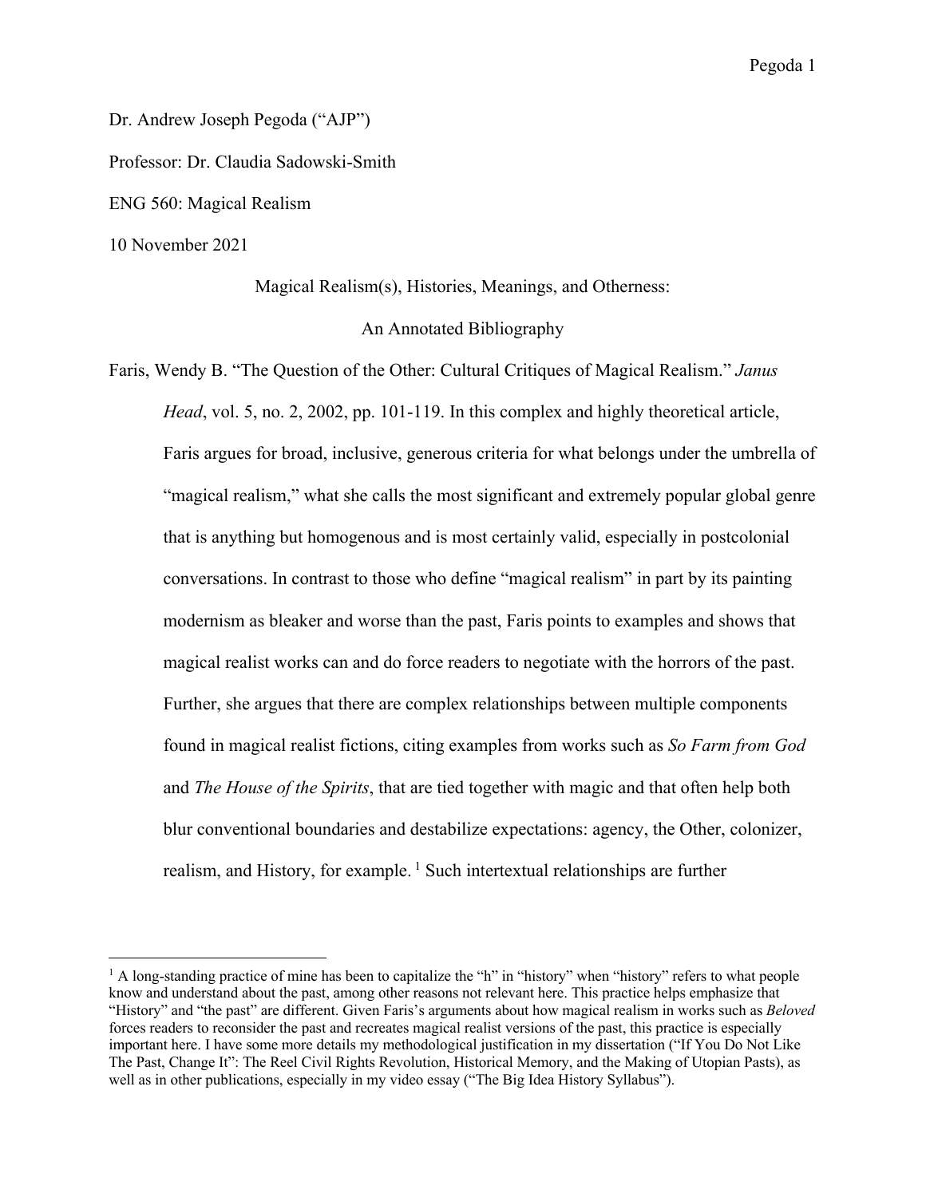Dr. Andrew Joseph Pegoda ("AJP")

Professor: Dr. Claudia Sadowski-Smith

ENG 560: Magical Realism

10 November 2021

Magical Realism(s), Histories, Meanings, and Otherness:

An Annotated Bibliography

Faris, Wendy B. "The Question of the Other: Cultural Critiques of Magical Realism." *Janus Head*, vol. 5, no. 2, 2002, pp. 101-119. In this complex and highly theoretical article, Faris argues for broad, inclusive, generous criteria for what belongs under the umbrella of "magical realism," what she calls the most significant and extremely popular global genre that is anything but homogenous and is most certainly valid, especially in postcolonial conversations. In contrast to those who define "magical realism" in part by its painting modernism as bleaker and worse than the past, Faris points to examples and shows that magical realist works can and do force readers to negotiate with the horrors of the past. Further, she argues that there are complex relationships between multiple components found in magical realist fictions, citing examples from works such as *So Farm from God* and *The House of the Spirits*, that are tied together with magic and that often help both blur conventional boundaries and destabilize expectations: agency, the Other, colonizer, realism, and History, for example. [1] Such intertextual relationships are further

[1] A long-standing practice of mine has been to capitalize the "h" in "history" when "history" refers to what people know and understand about the past, among other reasons not relevant here. This practice helps emphasize that "History" and "the past" are different. Given Faris's arguments about how magical realism in works such as *Beloved* forces readers to reconsider the past and recreates magical realist versions of the past, this practice is especially important here. I have some more details my methodological justification in my dissertation ("If You Do Not Like The Past, Change It": The Reel Civil Rights Revolution, Historical Memory, and the Making of Utopian Pasts), as well as in other publications, especially in my video essay ("The Big Idea History Syllabus").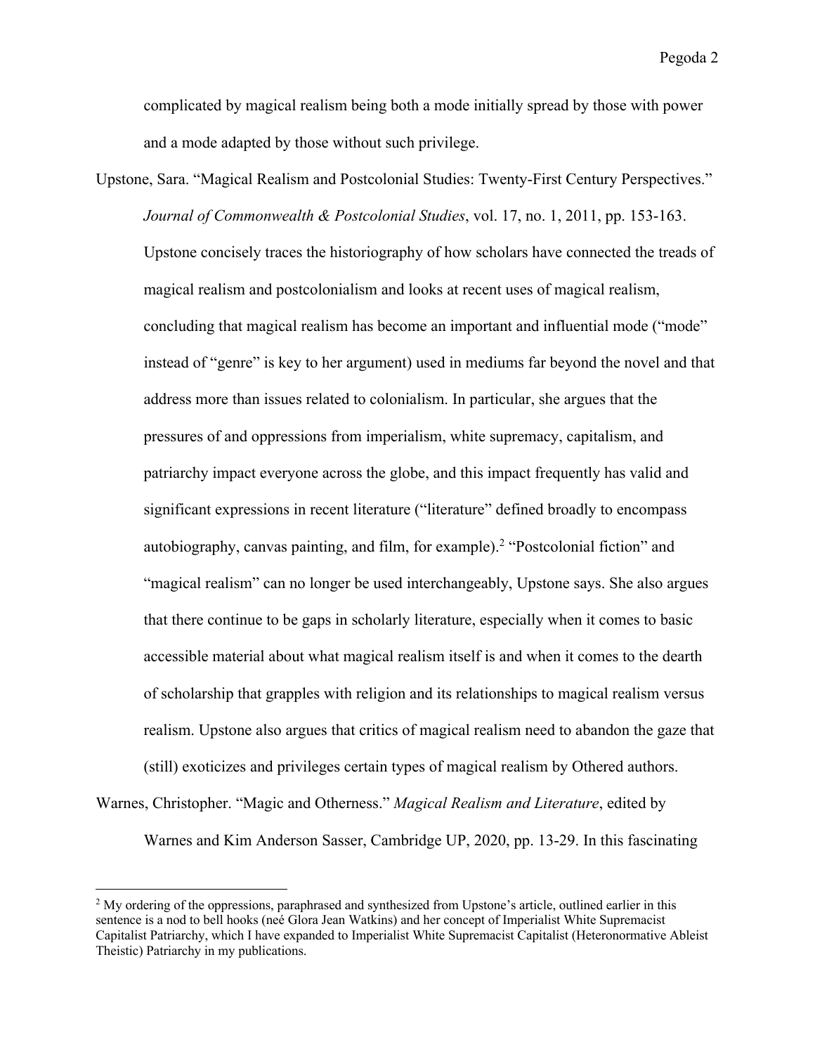complicated by magical realism being both a mode initially spread by those with power and a mode adapted by those without such privilege.

Upstone, Sara. "Magical Realism and Postcolonial Studies: Twenty-First Century Perspectives." *Journal of Commonwealth & Postcolonial Studies*, vol. 17, no. 1, 2011, pp. 153-163. Upstone concisely traces the historiography of how scholars have connected the treads of magical realism and postcolonialism and looks at recent uses of magical realism, concluding that magical realism has become an important and influential mode ("mode" instead of "genre" is key to her argument) used in mediums far beyond the novel and that address more than issues related to colonialism. In particular, she argues that the pressures of and oppressions from imperialism, white supremacy, capitalism, and patriarchy impact everyone across the globe, and this impact frequently has valid and significant expressions in recent literature ("literature" defined broadly to encompass autobiography, canvas painting, and film, for example).[2] "Postcolonial fiction" and "magical realism" can no longer be used interchangeably, Upstone says. She also argues that there continue to be gaps in scholarly literature, especially when it comes to basic accessible material about what magical realism itself is and when it comes to the dearth of scholarship that grapples with religion and its relationships to magical realism versus realism. Upstone also argues that critics of magical realism need to abandon the gaze that (still) exoticizes and privileges certain types of magical realism by Othered authors.

Warnes, Christopher. "Magic and Otherness." *Magical Realism and Literature*, edited by Warnes and Kim Anderson Sasser, Cambridge UP, 2020, pp. 13-29. In this fascinating

[2] My ordering of the oppressions, paraphrased and synthesized from Upstone's article, outlined earlier in this sentence is a nod to bell hooks (neé Glora Jean Watkins) and her concept of Imperialist White Supremacist Capitalist Patriarchy, which I have expanded to Imperialist White Supremacist Capitalist (Heteronormative Ableist Theistic) Patriarchy in my publications.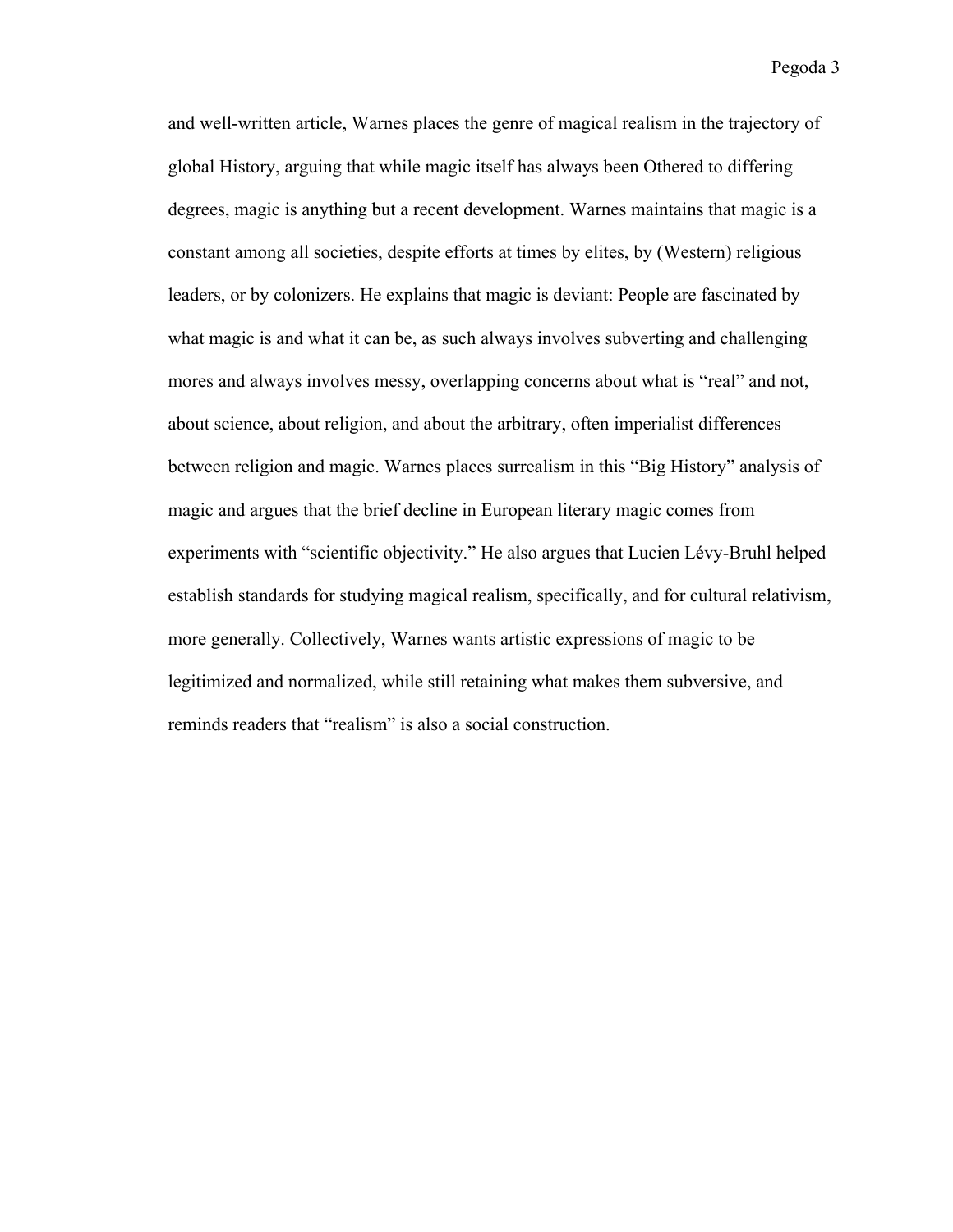and well-written article, Warnes places the genre of magical realism in the trajectory of global History, arguing that while magic itself has always been Othered to differing degrees, magic is anything but a recent development. Warnes maintains that magic is a constant among all societies, despite efforts at times by elites, by (Western) religious leaders, or by colonizers. He explains that magic is deviant: People are fascinated by what magic is and what it can be, as such always involves subverting and challenging mores and always involves messy, overlapping concerns about what is "real" and not, about science, about religion, and about the arbitrary, often imperialist differences between religion and magic. Warnes places surrealism in this "Big History" analysis of magic and argues that the brief decline in European literary magic comes from experiments with "scientific objectivity." He also argues that Lucien Lévy-Bruhl helped establish standards for studying magical realism, specifically, and for cultural relativism, more generally. Collectively, Warnes wants artistic expressions of magic to be legitimized and normalized, while still retaining what makes them subversive, and reminds readers that "realism" is also a social construction.